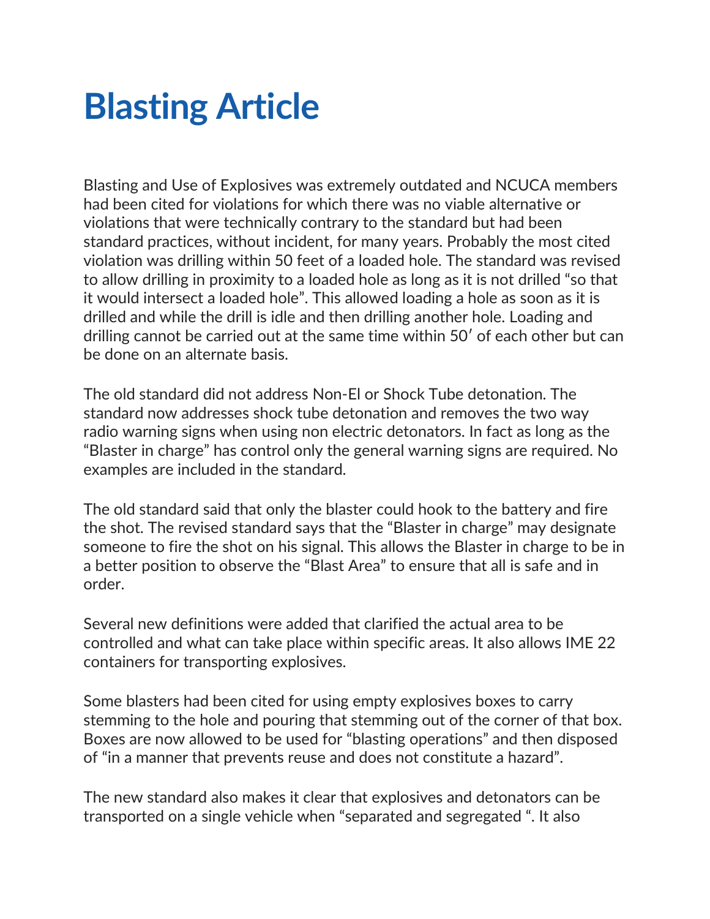# Blasting Article

Blasting and Use of Explosives was extremely outdated and NCUCA members had been cited for violations for which there was no viable alternative or violations that were technically contrary to the standard but had been standard practices, without incident, for many years. Probably the most cited violation was drilling within 50 feet of a loaded hole. The standard was revised to allow drilling in proximity to a loaded hole as long as it is not drilled "so that it would intersect a loaded hole". This allowed loading a hole as soon as it is drilled and while the drill is idle and then drilling another hole. Loading and drilling cannot be carried out at the same time within 50′ of each other but can be done on an alternate basis.

The old standard did not address Non-El or Shock Tube detonation. The standard now addresses shock tube detonation and removes the two way radio warning signs when using non electric detonators. In fact as long as the "Blaster in charge" has control only the general warning signs are required. No examples are included in the standard.

The old standard said that only the blaster could hook to the battery and fire the shot. The revised standard says that the "Blaster in charge" may designate someone to fire the shot on his signal. This allows the Blaster in charge to be in a better position to observe the "Blast Area" to ensure that all is safe and in order.

Several new definitions were added that clarified the actual area to be controlled and what can take place within specific areas. It also allows IME 22 containers for transporting explosives.

Some blasters had been cited for using empty explosives boxes to carry stemming to the hole and pouring that stemming out of the corner of that box. Boxes are now allowed to be used for "blasting operations" and then disposed of "in a manner that prevents reuse and does not constitute a hazard".

The new standard also makes it clear that explosives and detonators can be transported on a single vehicle when "separated and segregated ". It also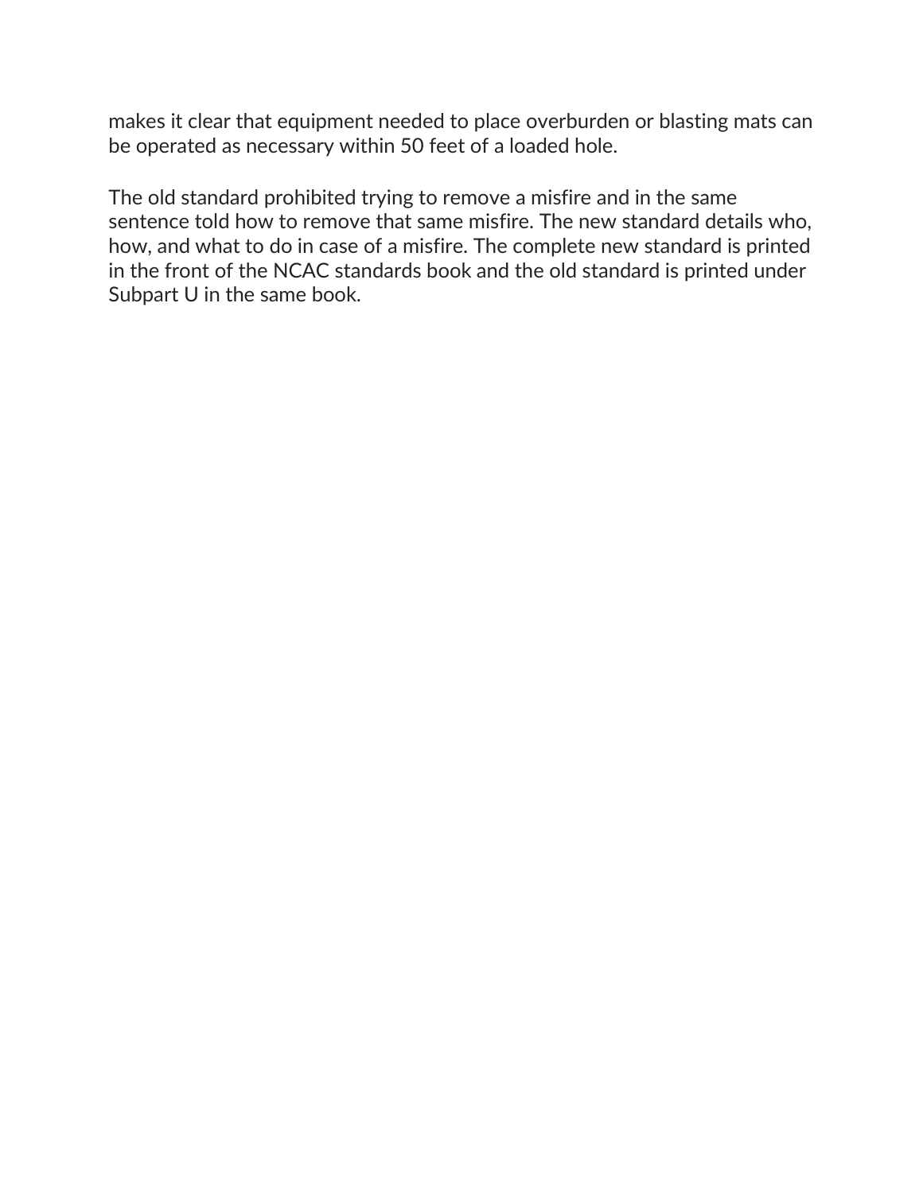makes it clear that equipment needed to place overburden or blasting mats can be operated as necessary within 50 feet of a loaded hole.

The old standard prohibited trying to remove a misfire and in the same sentence told how to remove that same misfire. The new standard details who, how, and what to do in case of a misfire. The complete new standard is printed in the front of the NCAC standards book and the old standard is printed under Subpart U in the same book.